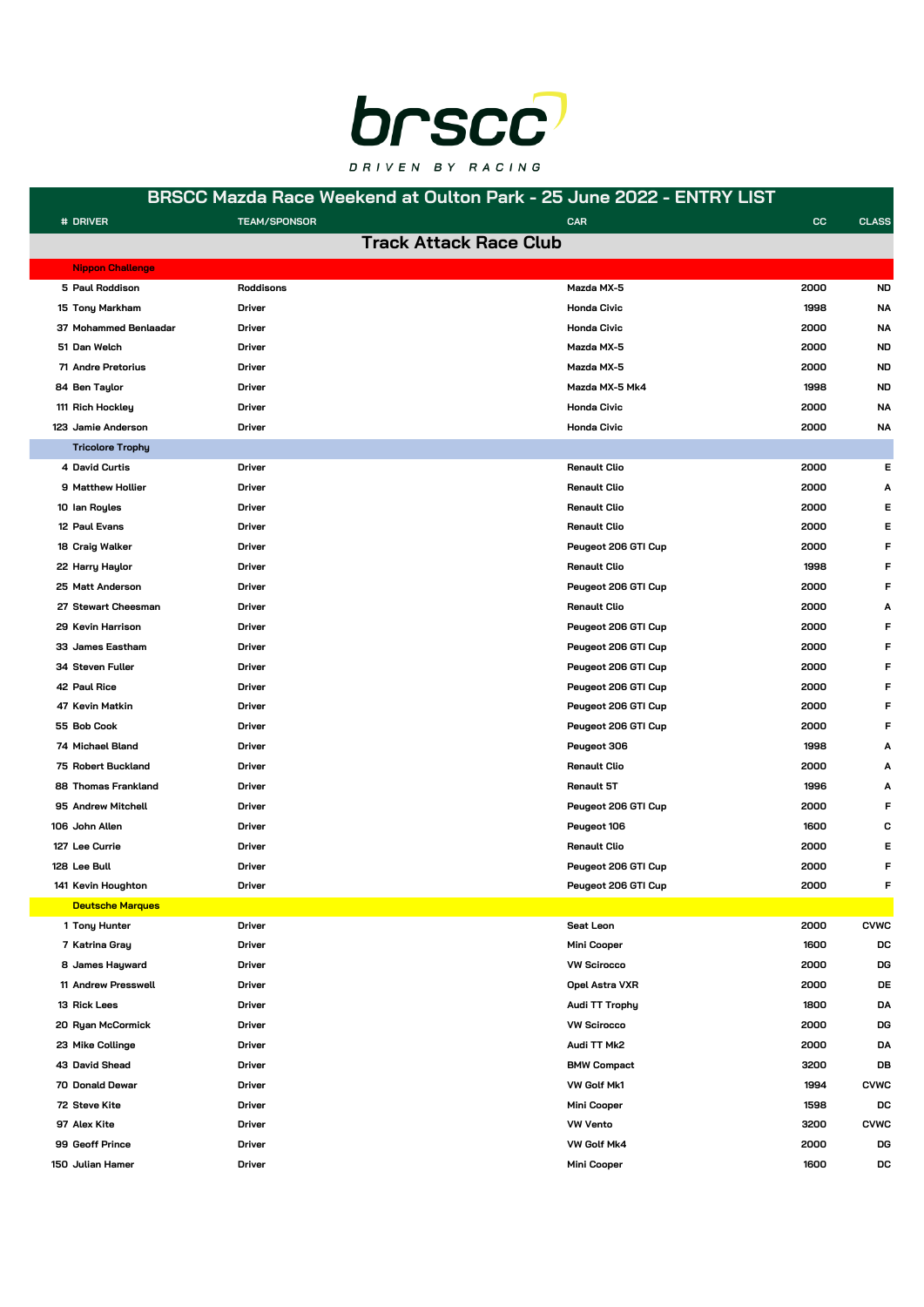brscc

DRIVEN BY RACING

# BRSCC Mazda Race Weekend at Oulton Park - 25 June 2022 - ENTRY LIST

| # | DRIVER | TEAM/SPONSOR | CAR | CC | CLASS |
|---|---|---|---|---|---|
| | **Track Attack Race Club** | | | | |
| | **Nippon Challenge** | | | | |
| 5 | Paul Roddison | Roddisons | Mazda MX-5 | 2000 | ND |
| 15 | Tony Markham | Driver | Honda Civic | 1998 | NA |
| 37 | Mohammed Benlaadar | Driver | Honda Civic | 2000 | NA |
| 51 | Dan Welch | Driver | Mazda MX-5 | 2000 | ND |
| 71 | Andre Pretorius | Driver | Mazda MX-5 | 2000 | ND |
| 84 | Ben Taylor | Driver | Mazda MX-5 Mk4 | 1998 | ND |
| 111 | Rich Hockley | Driver | Honda Civic | 2000 | NA |
| 123 | Jamie Anderson | Driver | Honda Civic | 2000 | NA |
| | **Tricolore Trophy** | | | | |
| 4 | David Curtis | Driver | Renault Clio | 2000 | E |
| 9 | Matthew Hollier | Driver | Renault Clio | 2000 | A |
| 10 | Ian Royles | Driver | Renault Clio | 2000 | E |
| 12 | Paul Evans | Driver | Renault Clio | 2000 | E |
| 18 | Craig Walker | Driver | Peugeot 206 GTI Cup | 2000 | F |
| 22 | Harry Haylor | Driver | Renault Clio | 1998 | F |
| 25 | Matt Anderson | Driver | Peugeot 206 GTI Cup | 2000 | F |
| 27 | Stewart Cheesman | Driver | Renault Clio | 2000 | A |
| 29 | Kevin Harrison | Driver | Peugeot 206 GTI Cup | 2000 | F |
| 33 | James Eastham | Driver | Peugeot 206 GTI Cup | 2000 | F |
| 34 | Steven Fuller | Driver | Peugeot 206 GTI Cup | 2000 | F |
| 42 | Paul Rice | Driver | Peugeot 206 GTI Cup | 2000 | F |
| 47 | Kevin Matkin | Driver | Peugeot 206 GTI Cup | 2000 | F |
| 55 | Bob Cook | Driver | Peugeot 206 GTI Cup | 2000 | F |
| 74 | Michael Bland | Driver | Peugeot 306 | 1998 | A |
| 75 | Robert Buckland | Driver | Renault Clio | 2000 | A |
| 88 | Thomas Frankland | Driver | Renault 5T | 1996 | A |
| 95 | Andrew Mitchell | Driver | Peugeot 206 GTI Cup | 2000 | F |
| 106 | John Allen | Driver | Peugeot 106 | 1600 | C |
| 127 | Lee Currie | Driver | Renault Clio | 2000 | E |
| 128 | Lee Bull | Driver | Peugeot 206 GTI Cup | 2000 | F |
| 141 | Kevin Houghton | Driver | Peugeot 206 GTI Cup | 2000 | F |
| | **Deutsche Marques** | | | | |
| 1 | Tony Hunter | Driver | Seat Leon | 2000 | CVWC |
| 7 | Katrina Gray | Driver | Mini Cooper | 1600 | DC |
| 8 | James Hayward | Driver | VW Scirocco | 2000 | DG |
| 11 | Andrew Presswell | Driver | Opel Astra VXR | 2000 | DE |
| 13 | Rick Lees | Driver | Audi TT Trophy | 1800 | DA |
| 20 | Ryan McCormick | Driver | VW Scirocco | 2000 | DG |
| 23 | Mike Collinge | Driver | Audi TT Mk2 | 2000 | DA |
| 43 | David Shead | Driver | BMW Compact | 3200 | DB |
| 70 | Donald Dewar | Driver | VW Golf Mk1 | 1994 | CVWC |
| 72 | Steve Kite | Driver | Mini Cooper | 1598 | DC |
| 97 | Alex Kite | Driver | VW Vento | 3200 | CVWC |
| 99 | Geoff Prince | Driver | VW Golf Mk4 | 2000 | DG |
| 150 | Julian Hamer | Driver | Mini Cooper | 1600 | DC |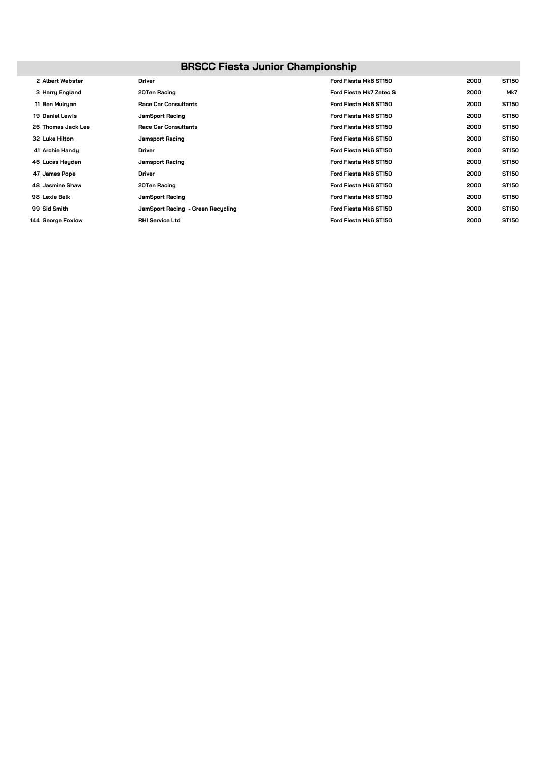## BRSCC Fiesta Junior Championship

| No. | Driver | Entrant | Car | cc | Class |
|---|---|---|---|---|---|
| 2 | Albert Webster | Driver | Ford Fiesta Mk6 ST150 | 2000 | ST150 |
| 3 | Harry England | 20Ten Racing | Ford Fiesta Mk7 Zetec S | 2000 | Mk7 |
| 11 | Ben Mulryan | Race Car Consultants | Ford Fiesta Mk6 ST150 | 2000 | ST150 |
| 19 | Daniel Lewis | JamSport Racing | Ford Fiesta Mk6 ST150 | 2000 | ST150 |
| 26 | Thomas Jack Lee | Race Car Consultants | Ford Fiesta Mk6 ST150 | 2000 | ST150 |
| 32 | Luke Hilton | Jamsport Racing | Ford Fiesta Mk6 ST150 | 2000 | ST150 |
| 41 | Archie Handy | Driver | Ford Fiesta Mk6 ST150 | 2000 | ST150 |
| 46 | Lucas Hayden | Jamsport Racing | Ford Fiesta Mk6 ST150 | 2000 | ST150 |
| 47 | James Pope | Driver | Ford Fiesta Mk6 ST150 | 2000 | ST150 |
| 48 | Jasmine Shaw | 20Ten Racing | Ford Fiesta Mk6 ST150 | 2000 | ST150 |
| 98 | Lexie Belk | JamSport Racing | Ford Fiesta Mk6 ST150 | 2000 | ST150 |
| 99 | Sid Smith | JamSport Racing - Green Recycling | Ford Fiesta Mk6 ST150 | 2000 | ST150 |
| 144 | George Foxlow | RHI Service Ltd | Ford Fiesta Mk6 ST150 | 2000 | ST150 |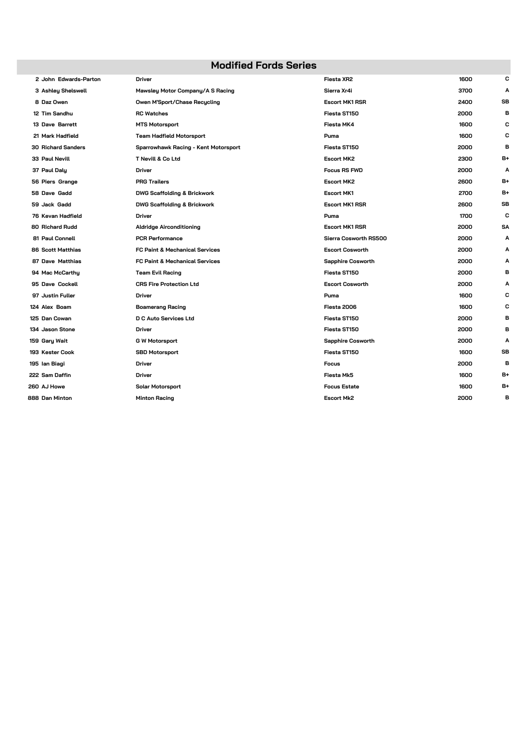# Modified Fords Series

| | | | | |
|---|---|---|---|---|
| 2 John Edwards-Parton | Driver | Fiesta XR2 | 1600 | C |
| 3 Ashley Shelswell | Mawsley Motor Company/A S Racing | Sierra Xr4i | 3700 | A |
| 8 Daz Owen | Owen M'Sport/Chase Recycling | Escort MK1 RSR | 2400 | SB |
| 12 Tim Sandhu | RC Watches | Fiesta ST150 | 2000 | B |
| 13 Dave Barrett | MTS Motorsport | Fiesta MK4 | 1600 | C |
| 21 Mark Hadfield | Team Hadfield Motorsport | Puma | 1600 | C |
| 30 Richard Sanders | Sparrowhawk Racing - Kent Motorsport | Fiesta ST150 | 2000 | B |
| 33 Paul Nevill | T Nevill & Co Ltd | Escort MK2 | 2300 | B+ |
| 37 Paul Daly | Driver | Focus RS FWD | 2000 | A |
| 56 Piers Grange | PRG Trailers | Escort MK2 | 2600 | B+ |
| 58 Dave Gadd | DWG Scaffolding & Brickwork | Escort MK1 | 2700 | B+ |
| 59 Jack Gadd | DWG Scaffolding & Brickwork | Escort MK1 RSR | 2600 | SB |
| 76 Kevan Hadfield | Driver | Puma | 1700 | C |
| 80 Richard Rudd | Aldridge Airconditioning | Escort MK1 RSR | 2000 | SA |
| 81 Paul Connell | PCR Performance | Sierra Cosworth RS500 | 2000 | A |
| 86 Scott Matthias | FC Paint & Mechanical Services | Escort Cosworth | 2000 | A |
| 87 Dave Matthias | FC Paint & Mechanical Services | Sapphire Cosworth | 2000 | A |
| 94 Mac McCarthy | Team Evil Racing | Fiesta ST150 | 2000 | B |
| 95 Dave Cockell | CRS Fire Protection Ltd | Escort Cosworth | 2000 | A |
| 97 Justin Fuller | Driver | Puma | 1600 | C |
| 124 Alex Boam | Boamerang Racing | Fiesta 2006 | 1600 | C |
| 125 Dan Cowan | D C Auto Services Ltd | Fiesta ST150 | 2000 | B |
| 134 Jason Stone | Driver | Fiesta ST150 | 2000 | B |
| 159 Gary Wait | G W Motorsport | Sapphire Cosworth | 2000 | A |
| 193 Kester Cook | SBD Motorsport | Fiesta ST150 | 1600 | SB |
| 195 Ian Biagi | Driver | Focus | 2000 | B |
| 222 Sam Daffin | Driver | Fiesta Mk5 | 1600 | B+ |
| 260 AJ Howe | Solar Motorsport | Focus Estate | 1600 | B+ |
| 888 Dan Minton | Minton Racing | Escort Mk2 | 2000 | B |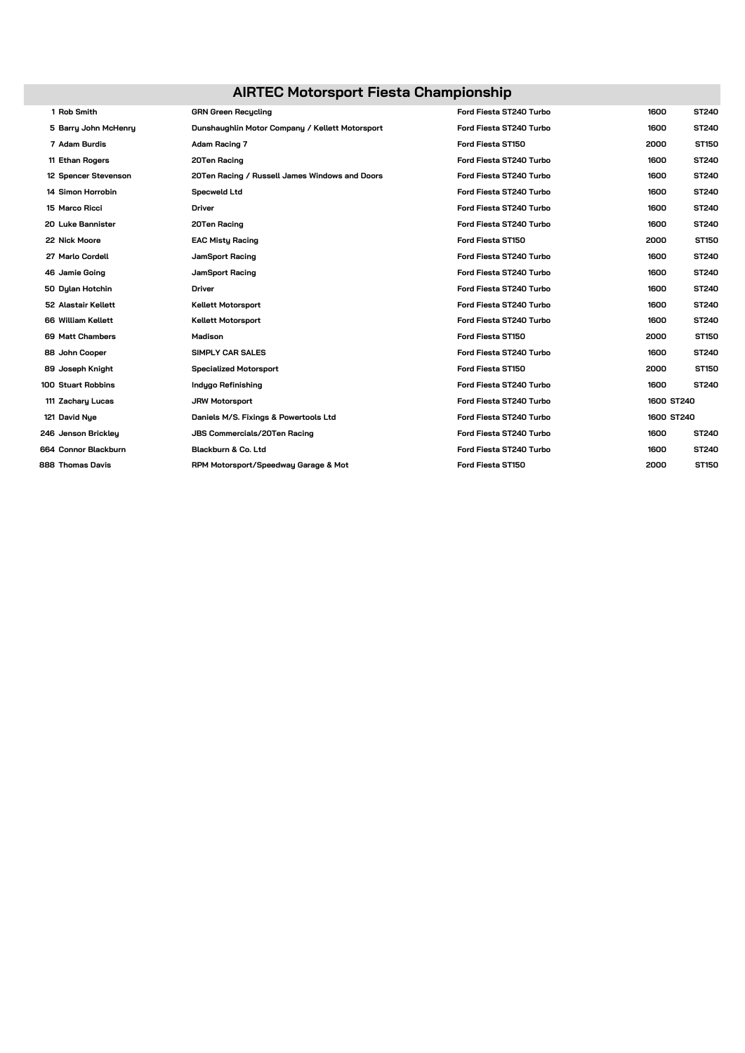## AIRTEC Motorsport Fiesta Championship

| No. | Driver | Team | Car | CC | Class |
|---|---|---|---|---|---|
| 1 | Rob Smith | GRN Green Recycling | Ford Fiesta ST240 Turbo | 1600 | ST240 |
| 5 | Barry John McHenry | Dunshaughlin Motor Company / Kellett Motorsport | Ford Fiesta ST240 Turbo | 1600 | ST240 |
| 7 | Adam Burdis | Adam Racing 7 | Ford Fiesta ST150 | 2000 | ST150 |
| 11 | Ethan Rogers | 20Ten Racing | Ford Fiesta ST240 Turbo | 1600 | ST240 |
| 12 | Spencer Stevenson | 20Ten Racing / Russell James Windows and Doors | Ford Fiesta ST240 Turbo | 1600 | ST240 |
| 14 | Simon Horrobin | Specweld Ltd | Ford Fiesta ST240 Turbo | 1600 | ST240 |
| 15 | Marco Ricci | Driver | Ford Fiesta ST240 Turbo | 1600 | ST240 |
| 20 | Luke Bannister | 20Ten Racing | Ford Fiesta ST240 Turbo | 1600 | ST240 |
| 22 | Nick Moore | EAC Misty Racing | Ford Fiesta ST150 | 2000 | ST150 |
| 27 | Marlo Cordell | JamSport Racing | Ford Fiesta ST240 Turbo | 1600 | ST240 |
| 46 | Jamie Going | JamSport Racing | Ford Fiesta ST240 Turbo | 1600 | ST240 |
| 50 | Dylan Hotchin | Driver | Ford Fiesta ST240 Turbo | 1600 | ST240 |
| 52 | Alastair Kellett | Kellett Motorsport | Ford Fiesta ST240 Turbo | 1600 | ST240 |
| 66 | William Kellett | Kellett Motorsport | Ford Fiesta ST240 Turbo | 1600 | ST240 |
| 69 | Matt Chambers | Madison | Ford Fiesta ST150 | 2000 | ST150 |
| 88 | John Cooper | SIMPLY CAR SALES | Ford Fiesta ST240 Turbo | 1600 | ST240 |
| 89 | Joseph Knight | Specialized Motorsport | Ford Fiesta ST150 | 2000 | ST150 |
| 100 | Stuart Robbins | Indygo Refinishing | Ford Fiesta ST240 Turbo | 1600 | ST240 |
| 111 | Zachary Lucas | JRW Motorsport | Ford Fiesta ST240 Turbo | 1600 | ST240 |
| 121 | David Nye | Daniels M/S. Fixings & Powertools Ltd | Ford Fiesta ST240 Turbo | 1600 | ST240 |
| 246 | Jenson Brickley | JBS Commercials/20Ten Racing | Ford Fiesta ST240 Turbo | 1600 | ST240 |
| 664 | Connor Blackburn | Blackburn & Co. Ltd | Ford Fiesta ST240 Turbo | 1600 | ST240 |
| 888 | Thomas Davis | RPM Motorsport/Speedway Garage & Mot | Ford Fiesta ST150 | 2000 | ST150 |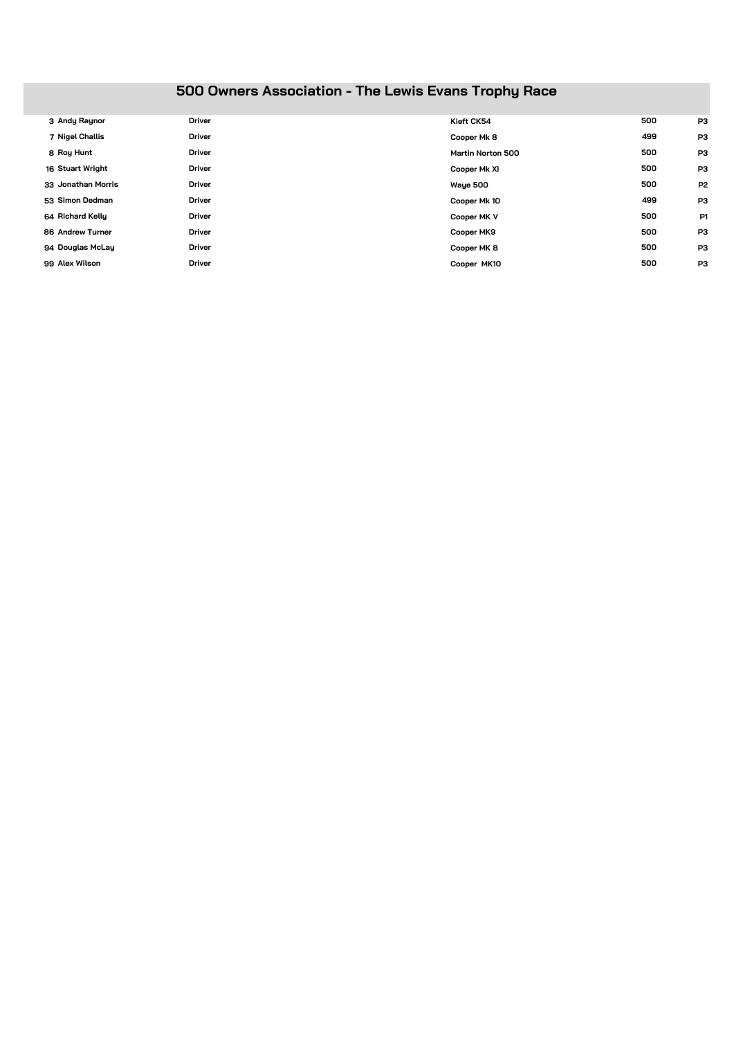# 500 Owners Association - The Lewis Evans Trophy Race

| No. | Name | Role | Car | cc | Class |
|---|---|---|---|---|---|
| 3 | Andy Raynor | Driver | Kieft CK54 | 500 | P3 |
| 7 | Nigel Challis | Driver | Cooper Mk 8 | 499 | P3 |
| 8 | Roy Hunt | Driver | Martin Norton 500 | 500 | P3 |
| 16 | Stuart Wright | Driver | Cooper Mk XI | 500 | P3 |
| 33 | Jonathan Morris | Driver | Waye 500 | 500 | P2 |
| 53 | Simon Dedman | Driver | Cooper Mk 10 | 499 | P3 |
| 64 | Richard Kelly | Driver | Cooper MK V | 500 | P1 |
| 86 | Andrew Turner | Driver | Cooper MK9 | 500 | P3 |
| 94 | Douglas McLay | Driver | Cooper MK 8 | 500 | P3 |
| 99 | Alex Wilson | Driver | Cooper MK10 | 500 | P3 |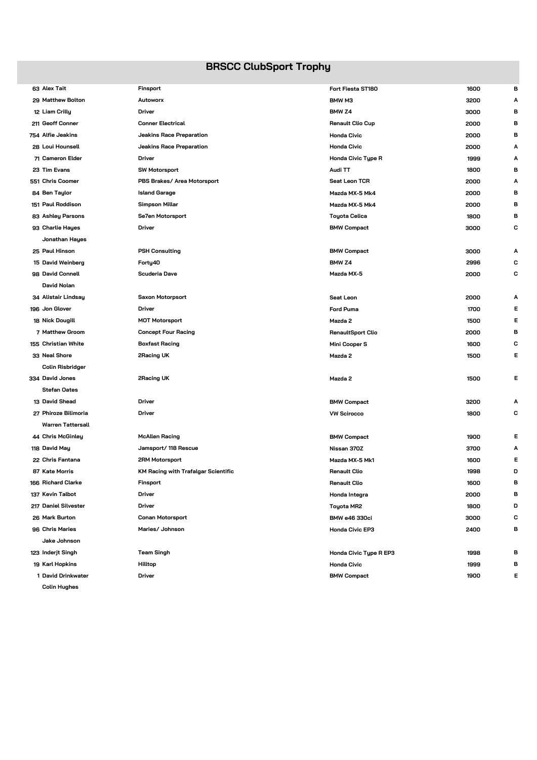# BRSCC ClubSport Trophy

| | | | | | |
|---|---|---|---|---|---|
| 63 | Alex Tait | Finsport | Fort Fiesta ST180 | 1600 | B |
| 29 | Matthew Bolton | Autoworx | BMW M3 | 3200 | A |
| 12 | Liam Crilly | Driver | BMW Z4 | 3000 | B |
| 211 | Geoff Conner | Conner Electrical | Renault Clio Cup | 2000 | B |
| 754 | Alfie Jeakins | Jeakins Race Preparation | Honda Civic | 2000 | B |
| 28 | Loui Hounsell | Jeakins Race Preparation | Honda Civic | 2000 | A |
| 71 | Cameron Elder | Driver | Honda Civic Type R | 1999 | A |
| 23 | Tim Evans | SW Motorsport | Audi TT | 1800 | B |
| 551 | Chris Coomer | PBS Brakes/ Area Motorsport | Seat Leon TCR | 2000 | A |
| 84 | Ben Taylor | Island Garage | Mazda MX-5 Mk4 | 2000 | B |
| 151 | Paul Roddison | Simpson Millar | Mazda MX-5 Mk4 | 2000 | B |
| 83 | Ashley Parsons | Se7en Motorsport | Toyota Celica | 1800 | B |
| 93 | Charlie Hayes<br>Jonathan Hayes | Driver | BMW Compact | 3000 | C |
| 25 | Paul Hinson | PSH Consulting | BMW Compact | 3000 | A |
| 15 | David Weinberg | Forty40 | BMW Z4 | 2996 | C |
| 98 | David Connell<br>David Nolan | Scuderia Dave | Mazda MX-5 | 2000 | C |
| 34 | Alistair Lindsay | Saxon Motorpsort | Seat Leon | 2000 | A |
| 196 | Jon Glover | Driver | Ford Puma | 1700 | E |
| 18 | Nick Dougill | MOT Motorsport | Mazda 2 | 1500 | E |
| 7 | Matthew Groom | Concept Four Racing | RenaultSport Clio | 2000 | B |
| 155 | Christian White | Boxfast Racing | Mini Cooper S | 1600 | C |
| 33 | Neal Shore<br>Colin Risbridger | 2Racing UK | Mazda 2 | 1500 | E |
| 334 | David Jones<br>Stefan Oates | 2Racing UK | Mazda 2 | 1500 | E |
| 13 | David Shead | Driver | BMW Compact | 3200 | A |
| 27 | Phiroze Bilimoria<br>Warren Tattersall | Driver | VW Scirocco | 1800 | C |
| 44 | Chris McGinley | McAllen Racing | BMW Compact | 1900 | E |
| 118 | David May | Jamsport/ 118 Rescue | Nissan 370Z | 3700 | A |
| 22 | Chris Fantana | 2RM Motorsport | Mazda MX-5 Mk1 | 1600 | E |
| 87 | Kate Morris | KM Racing with Trafalgar Scientific | Renault Clio | 1998 | D |
| 166 | Richard Clarke | Finsport | Renault Clio | 1600 | B |
| 137 | Kevin Talbot | Driver | Honda Integra | 2000 | B |
| 217 | Daniel Silvester | Driver | Toyota MR2 | 1800 | D |
| 26 | Mark Burton | Conan Motorsport | BMW e46 330ci | 3000 | C |
| 96 | Chris Maries<br>Jake Johnson | Maries/ Johnson | Honda Civic EP3 | 2400 | B |
| 123 | Inderjt Singh | Team Singh | Honda Civic Type R EP3 | 1998 | B |
| 19 | Karl Hopkins | Hilltop | Honda Civic | 1999 | B |
| 1 | David Drinkwater<br>Colin Hughes | Driver | BMW Compact | 1900 | E |